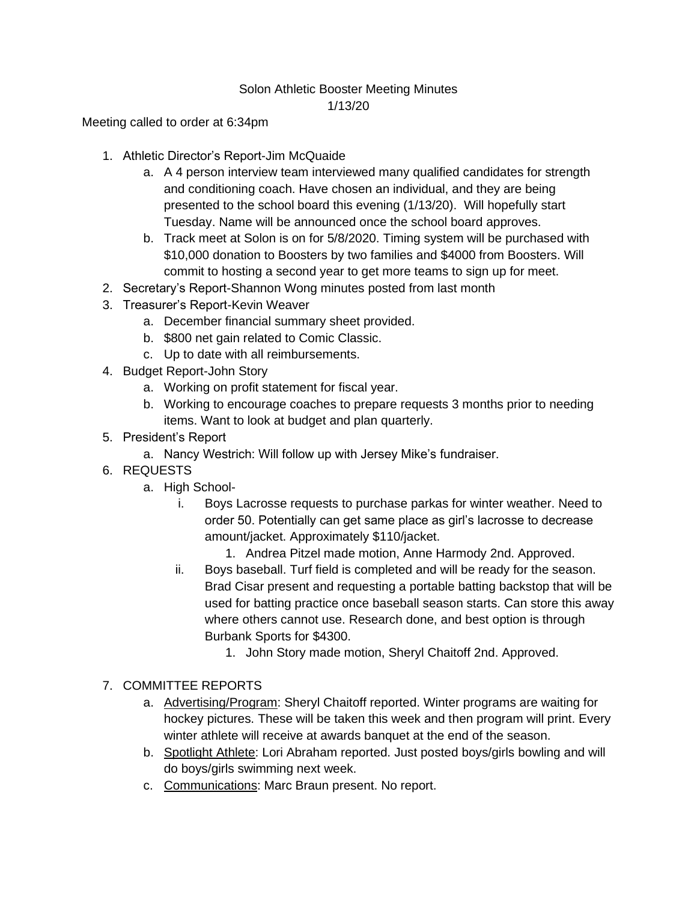# Solon Athletic Booster Meeting Minutes

1/13/20

Meeting called to order at 6:34pm

1. Athletic Director's Report-Jim McQuaide
    a. A 4 person interview team interviewed many qualified candidates for strength and conditioning coach. Have chosen an individual, and they are being presented to the school board this evening (1/13/20). Will hopefully start Tuesday. Name will be announced once the school board approves.
    b. Track meet at Solon is on for 5/8/2020. Timing system will be purchased with $10,000 donation to Boosters by two families and $4000 from Boosters. Will commit to hosting a second year to get more teams to sign up for meet.
2. Secretary's Report-Shannon Wong minutes posted from last month
3. Treasurer's Report-Kevin Weaver
    a. December financial summary sheet provided.
    b. $800 net gain related to Comic Classic.
    c. Up to date with all reimbursements.
4. Budget Report-John Story
    a. Working on profit statement for fiscal year.
    b. Working to encourage coaches to prepare requests 3 months prior to needing items. Want to look at budget and plan quarterly.
5. President's Report
    a. Nancy Westrich: Will follow up with Jersey Mike's fundraiser.
6. REQUESTS
    a. High School-
        i. Boys Lacrosse requests to purchase parkas for winter weather. Need to order 50. Potentially can get same place as girl's lacrosse to decrease amount/jacket. Approximately $110/jacket.
            1. Andrea Pitzel made motion, Anne Harmody 2nd. Approved.
        ii. Boys baseball. Turf field is completed and will be ready for the season. Brad Cisar present and requesting a portable batting backstop that will be used for batting practice once baseball season starts. Can store this away where others cannot use. Research done, and best option is through Burbank Sports for $4300.
            1. John Story made motion, Sheryl Chaitoff 2nd. Approved.
7. COMMITTEE REPORTS
    a. <u>Advertising/Program</u>: Sheryl Chaitoff reported. Winter programs are waiting for hockey pictures. These will be taken this week and then program will print. Every winter athlete will receive at awards banquet at the end of the season.
    b. <u>Spotlight Athlete</u>: Lori Abraham reported. Just posted boys/girls bowling and will do boys/girls swimming next week.
    c. <u>Communications</u>: Marc Braun present. No report.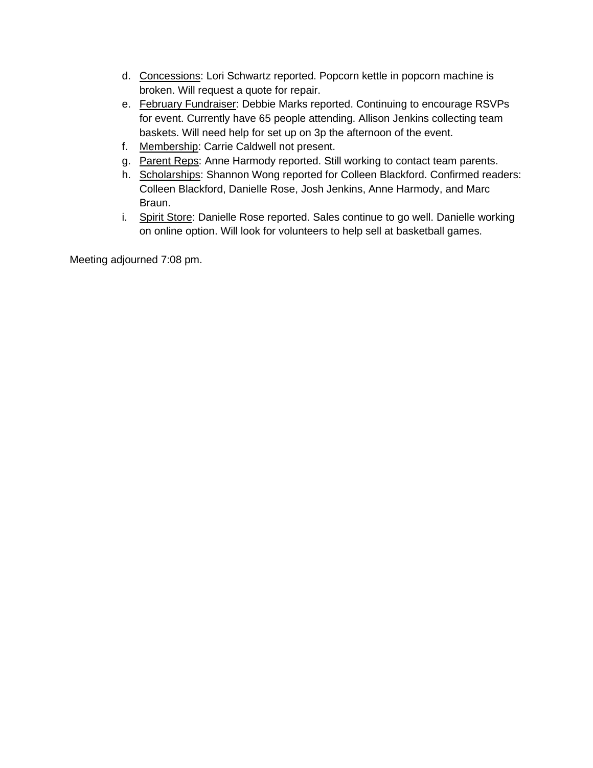d. <u>Concessions</u>: Lori Schwartz reported. Popcorn kettle in popcorn machine is broken. Will request a quote for repair.
e. <u>February Fundraiser</u>: Debbie Marks reported. Continuing to encourage RSVPs for event. Currently have 65 people attending. Allison Jenkins collecting team baskets. Will need help for set up on 3p the afternoon of the event.
f. <u>Membership</u>: Carrie Caldwell not present.
g. <u>Parent Reps</u>: Anne Harmody reported. Still working to contact team parents.
h. <u>Scholarships</u>: Shannon Wong reported for Colleen Blackford. Confirmed readers: Colleen Blackford, Danielle Rose, Josh Jenkins, Anne Harmody, and Marc Braun.
i. <u>Spirit Store</u>: Danielle Rose reported. Sales continue to go well. Danielle working on online option. Will look for volunteers to help sell at basketball games.

Meeting adjourned 7:08 pm.